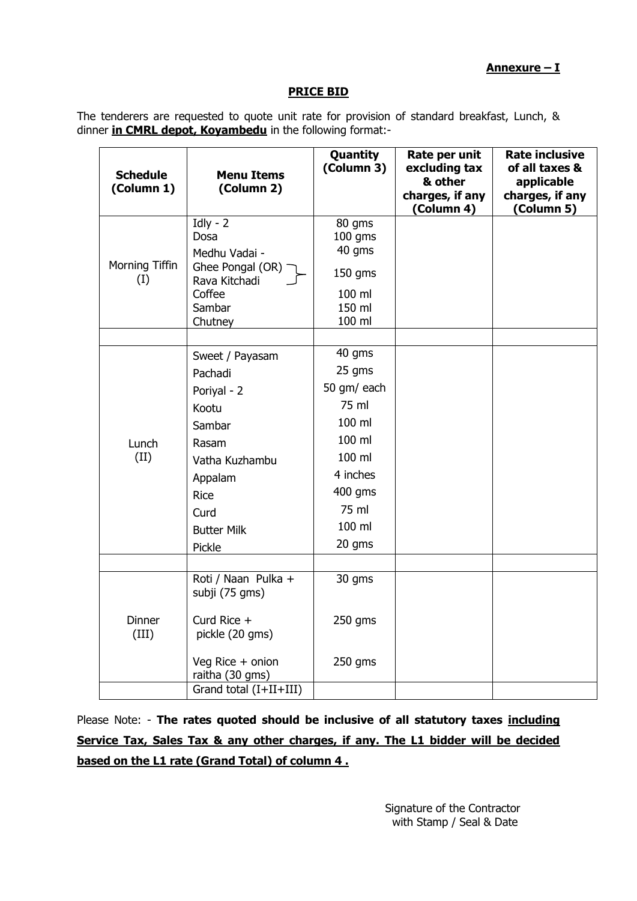**Annexure – I**

**PRICE BID**

The tenderers are requested to quote unit rate for provision of standard breakfast, Lunch, & dinner **in CMRL depot, Koyambedu** in the following format:-

| Schedule (Column 1) | Menu Items (Column 2) | Quantity (Column 3) | Rate per unit excluding tax & other charges, if any (Column 4) | Rate inclusive of all taxes & applicable charges, if any (Column 5) |
|---|---|---|---|---|
| Morning Tiffin (I) | Idly - 2<br>Dosa<br>Medhu Vadai -<br>Ghee Pongal (OR) Rava Kitchadi<br>Coffee<br>Sambar<br>Chutney | 80 gms<br>100 gms<br>40 gms<br>150 gms<br>100 ml<br>150 ml<br>100 ml | | |
| | | | | |
| Lunch (II) | Sweet / Payasam<br>Pachadi<br>Poriyal - 2<br>Kootu<br>Sambar<br>Rasam<br>Vatha Kuzhambu<br>Appalam<br>Rice<br>Curd<br>Butter Milk<br>Pickle | 40 gms<br>25 gms<br>50 gm/ each<br>75 ml<br>100 ml<br>100 ml<br>100 ml<br>4 inches<br>400 gms<br>75 ml<br>100 ml<br>20 gms | | |
| | | | | |
| Dinner (III) | Roti / Naan Pulka + subji (75 gms)<br>Curd Rice + pickle (20 gms)<br>Veg Rice + onion raitha (30 gms) | 30 gms<br>250 gms<br>250 gms | | |
| | Grand total (I+II+III) | | | |

Please Note: - **The rates quoted should be inclusive of all statutory taxes <u>including Service Tax, Sales Tax & any other charges, if any. The L1 bidder will be decided based on the L1 rate (Grand Total) of column 4 .</u>**

Signature of the Contractor
with Stamp / Seal & Date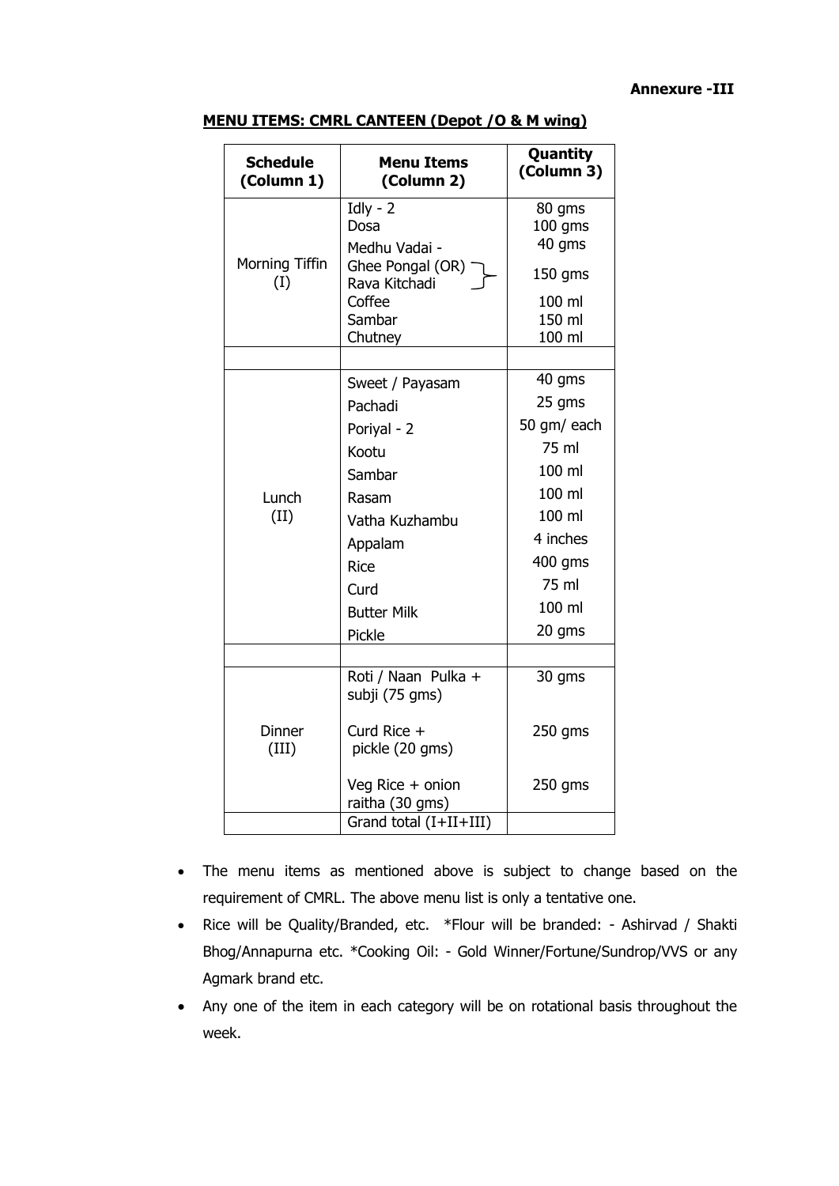**Annexure -III**

**MENU ITEMS: CMRL CANTEEN (Depot /O & M wing)**

| Schedule (Column 1) | Menu Items (Column 2) | Quantity (Column 3) |
|---|---|---|
| Morning Tiffin (I) | Idly - 2 | 80 gms |
| | Dosa | 100 gms |
| | Medhu Vadai - | 40 gms |
| | Ghee Pongal (OR) Rava Kitchadi | 150 gms |
| | Coffee | 100 ml |
| | Sambar | 150 ml |
| | Chutney | 100 ml |
| | | |
| Lunch (II) | Sweet / Payasam | 40 gms |
| | Pachadi | 25 gms |
| | Poriyal - 2 | 50 gm/ each |
| | Kootu | 75 ml |
| | Sambar | 100 ml |
| | Rasam | 100 ml |
| | Vatha Kuzhambu | 100 ml |
| | Appalam | 4 inches |
| | Rice | 400 gms |
| | Curd | 75 ml |
| | Butter Milk | 100 ml |
| | Pickle | 20 gms |
| | | |
| Dinner (III) | Roti / Naan Pulka + subji (75 gms) | 30 gms |
| | Curd Rice + pickle (20 gms) | 250 gms |
| | Veg Rice + onion raitha (30 gms) | 250 gms |
| | Grand total (I+II+III) | |

- The menu items as mentioned above is subject to change based on the requirement of CMRL. The above menu list is only a tentative one.
- Rice will be Quality/Branded, etc. *Flour will be branded: - Ashirvad / Shakti Bhog/Annapurna etc. *Cooking Oil: - Gold Winner/Fortune/Sundrop/VVS or any Agmark brand etc.
- Any one of the item in each category will be on rotational basis throughout the week.